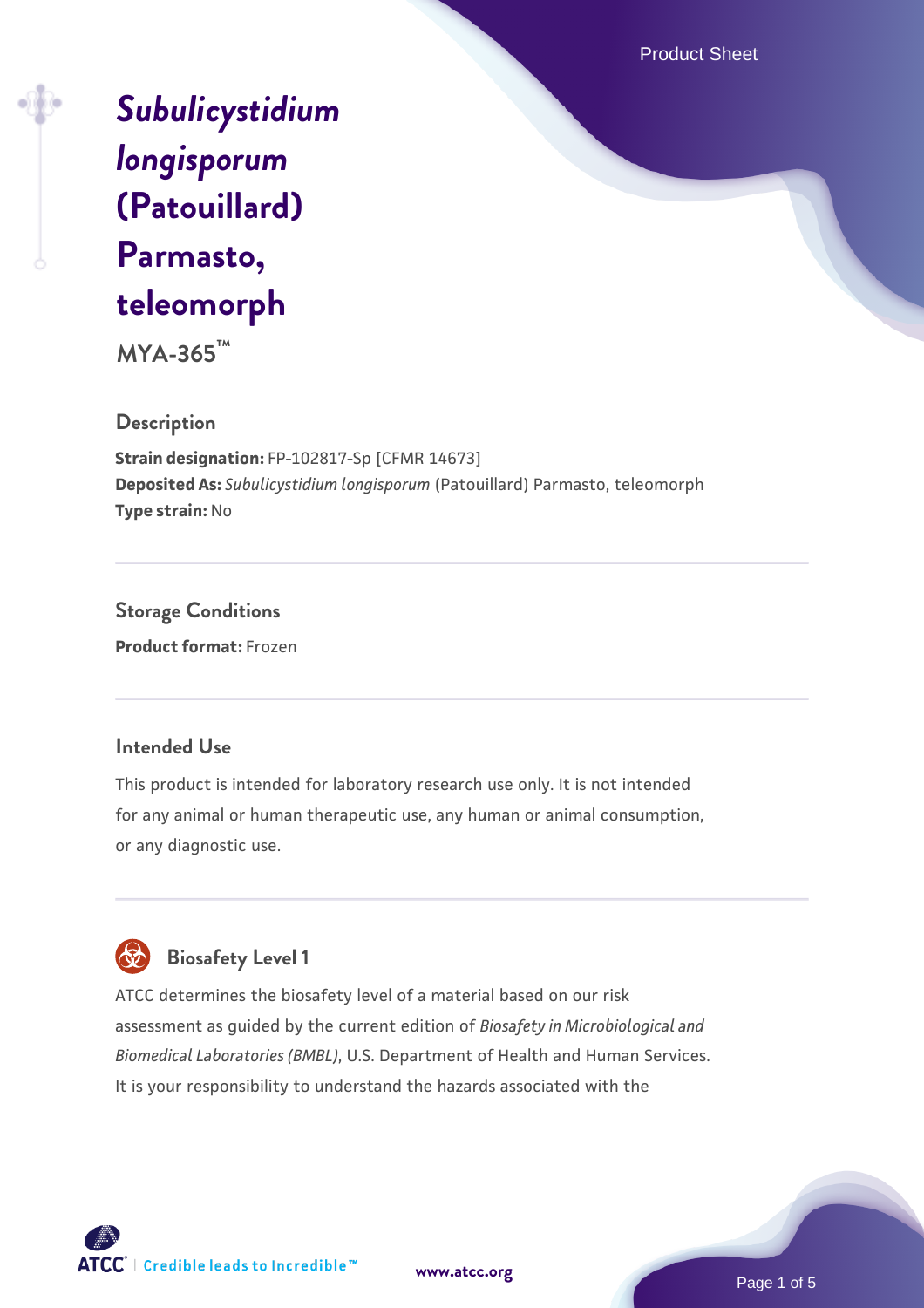# *Subulicystidium longisporum* (Patouillard) Parmasto, teleomorph

**MYA-365™**

## Description

**Strain designation:** FP-102817-Sp [CFMR 14673]
**Deposited As:** *Subulicystidium longisporum* (Patouillard) Parmasto, teleomorph
**Type strain:** No

## Storage Conditions

**Product format:** Frozen

## Intended Use

This product is intended for laboratory research use only. It is not intended for any animal or human therapeutic use, any human or animal consumption, or any diagnostic use.

## Biosafety Level 1

ATCC determines the biosafety level of a material based on our risk assessment as guided by the current edition of *Biosafety in Microbiological and Biomedical Laboratories (BMBL)*, U.S. Department of Health and Human Services. It is your responsibility to understand the hazards associated with the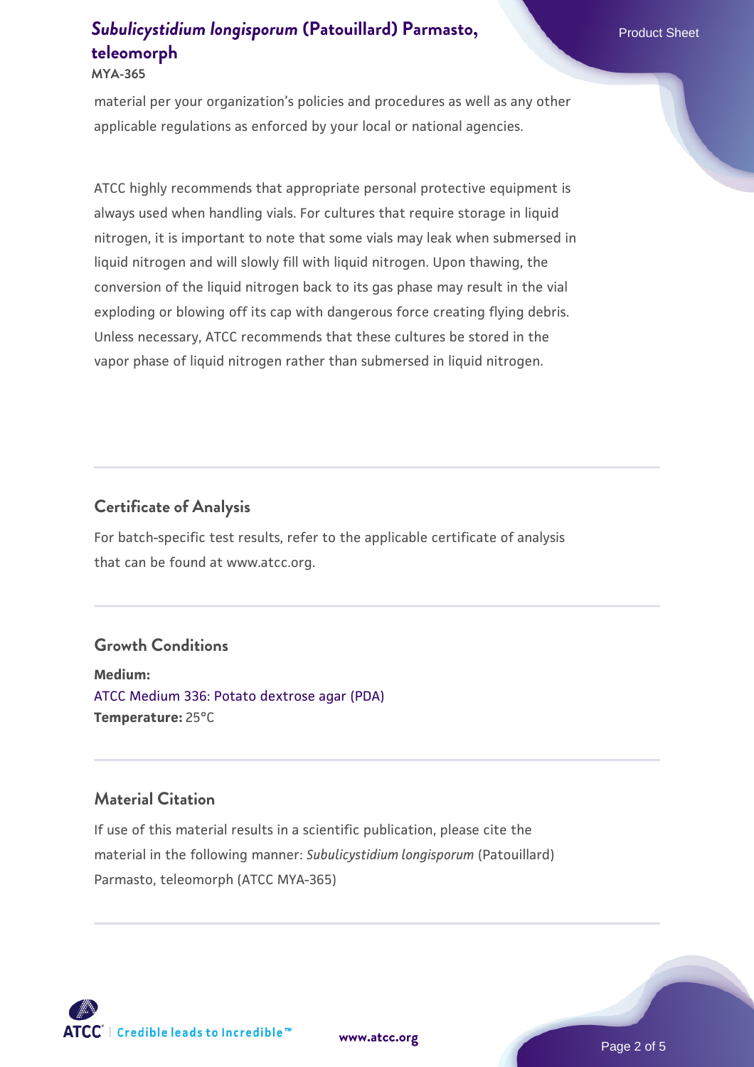material per your organization's policies and procedures as well as any other applicable regulations as enforced by your local or national agencies.

ATCC highly recommends that appropriate personal protective equipment is always used when handling vials. For cultures that require storage in liquid nitrogen, it is important to note that some vials may leak when submersed in liquid nitrogen and will slowly fill with liquid nitrogen. Upon thawing, the conversion of the liquid nitrogen back to its gas phase may result in the vial exploding or blowing off its cap with dangerous force creating flying debris. Unless necessary, ATCC recommends that these cultures be stored in the vapor phase of liquid nitrogen rather than submersed in liquid nitrogen.

## Certificate of Analysis

For batch-specific test results, refer to the applicable certificate of analysis that can be found at www.atcc.org.

## Growth Conditions

**Medium:**
ATCC Medium 336: Potato dextrose agar (PDA)
**Temperature:** 25°C

## Material Citation

If use of this material results in a scientific publication, please cite the material in the following manner: *Subulicystidium longisporum* (Patouillard) Parmasto, teleomorph (ATCC MYA-365)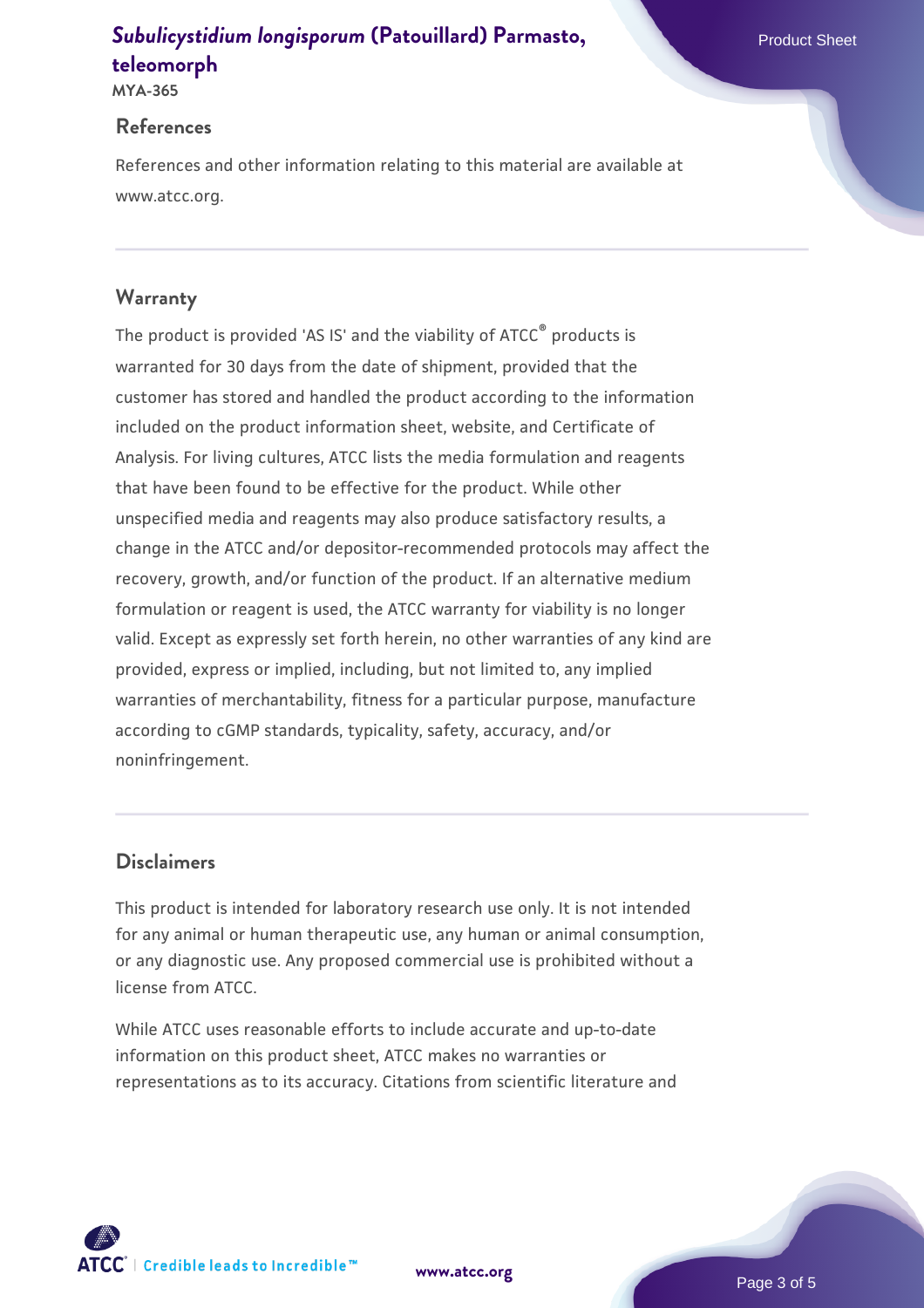## References

References and other information relating to this material are available at www.atcc.org.

## Warranty

The product is provided 'AS IS' and the viability of ATCC® products is warranted for 30 days from the date of shipment, provided that the customer has stored and handled the product according to the information included on the product information sheet, website, and Certificate of Analysis. For living cultures, ATCC lists the media formulation and reagents that have been found to be effective for the product. While other unspecified media and reagents may also produce satisfactory results, a change in the ATCC and/or depositor-recommended protocols may affect the recovery, growth, and/or function of the product. If an alternative medium formulation or reagent is used, the ATCC warranty for viability is no longer valid. Except as expressly set forth herein, no other warranties of any kind are provided, express or implied, including, but not limited to, any implied warranties of merchantability, fitness for a particular purpose, manufacture according to cGMP standards, typicality, safety, accuracy, and/or noninfringement.

## Disclaimers

This product is intended for laboratory research use only. It is not intended for any animal or human therapeutic use, any human or animal consumption, or any diagnostic use. Any proposed commercial use is prohibited without a license from ATCC.

While ATCC uses reasonable efforts to include accurate and up-to-date information on this product sheet, ATCC makes no warranties or representations as to its accuracy. Citations from scientific literature and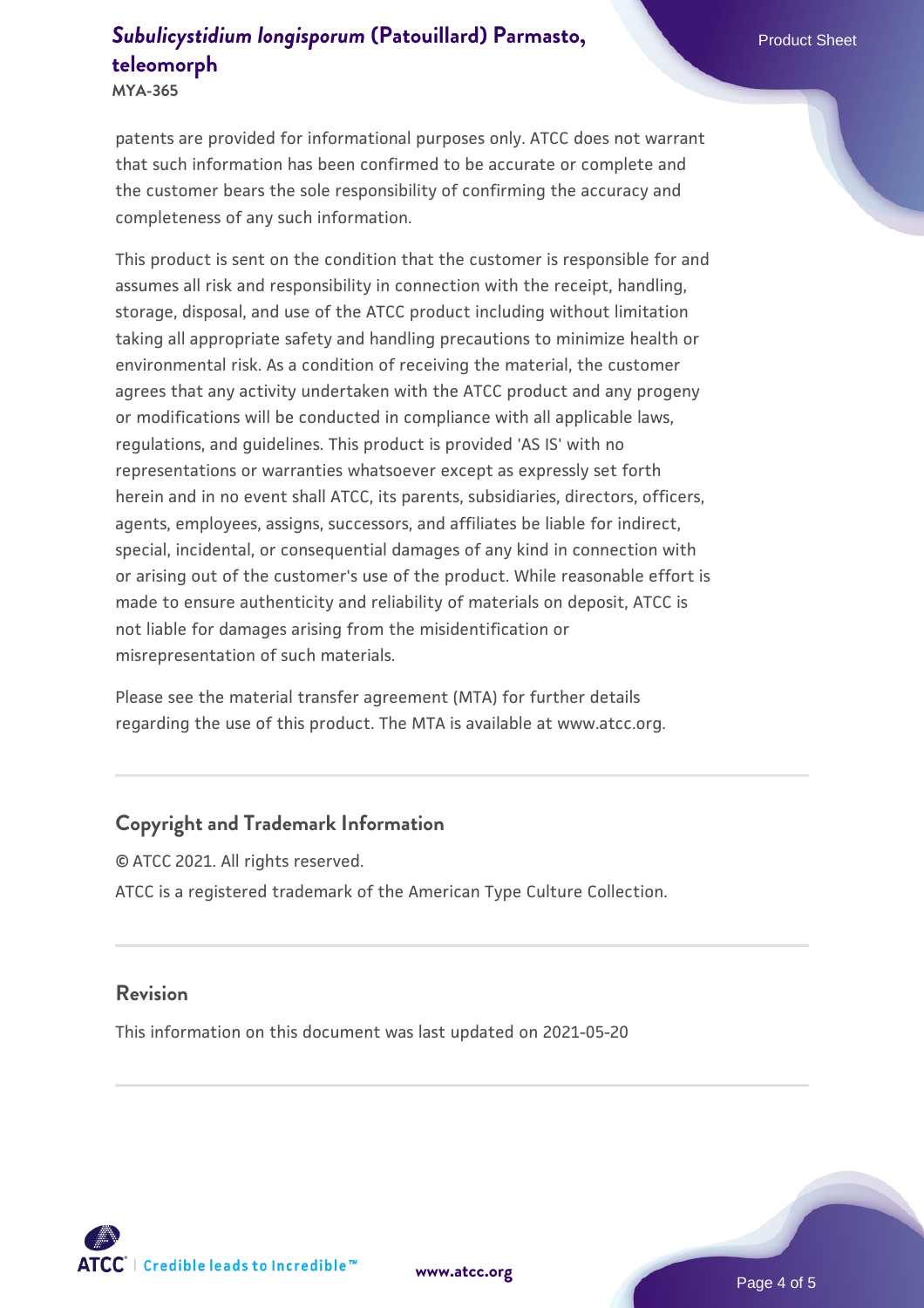patents are provided for informational purposes only. ATCC does not warrant that such information has been confirmed to be accurate or complete and the customer bears the sole responsibility of confirming the accuracy and completeness of any such information.

This product is sent on the condition that the customer is responsible for and assumes all risk and responsibility in connection with the receipt, handling, storage, disposal, and use of the ATCC product including without limitation taking all appropriate safety and handling precautions to minimize health or environmental risk. As a condition of receiving the material, the customer agrees that any activity undertaken with the ATCC product and any progeny or modifications will be conducted in compliance with all applicable laws, regulations, and guidelines. This product is provided 'AS IS' with no representations or warranties whatsoever except as expressly set forth herein and in no event shall ATCC, its parents, subsidiaries, directors, officers, agents, employees, assigns, successors, and affiliates be liable for indirect, special, incidental, or consequential damages of any kind in connection with or arising out of the customer's use of the product. While reasonable effort is made to ensure authenticity and reliability of materials on deposit, ATCC is not liable for damages arising from the misidentification or misrepresentation of such materials.

Please see the material transfer agreement (MTA) for further details regarding the use of this product. The MTA is available at www.atcc.org.

## Copyright and Trademark Information

© ATCC 2021. All rights reserved.

ATCC is a registered trademark of the American Type Culture Collection.

## Revision

This information on this document was last updated on 2021-05-20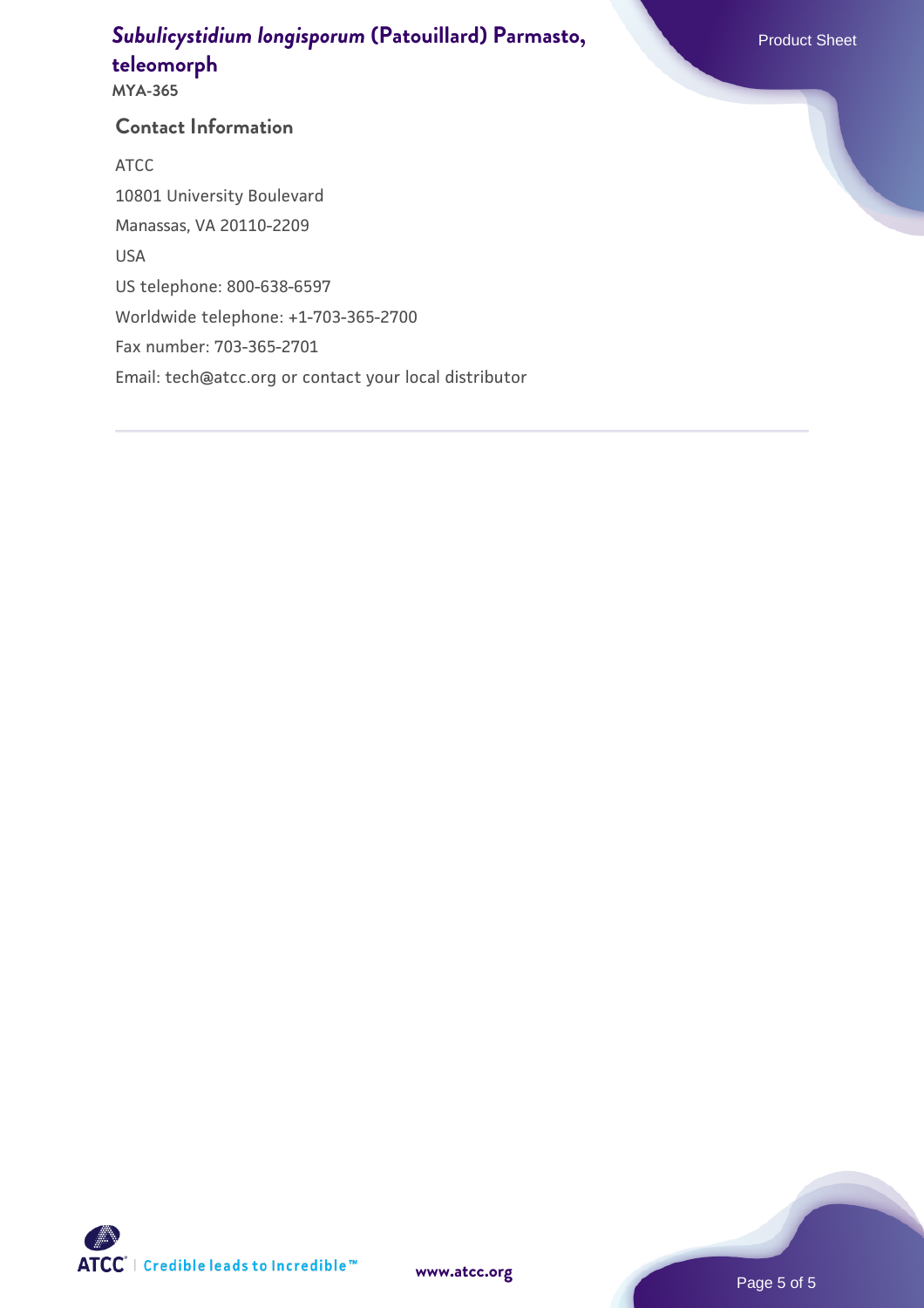## Contact Information

ATCC

10801 University Boulevard

Manassas, VA 20110-2209

USA

US telephone: 800-638-6597

Worldwide telephone: +1-703-365-2700

Fax number: 703-365-2701

Email: tech@atcc.org or contact your local distributor